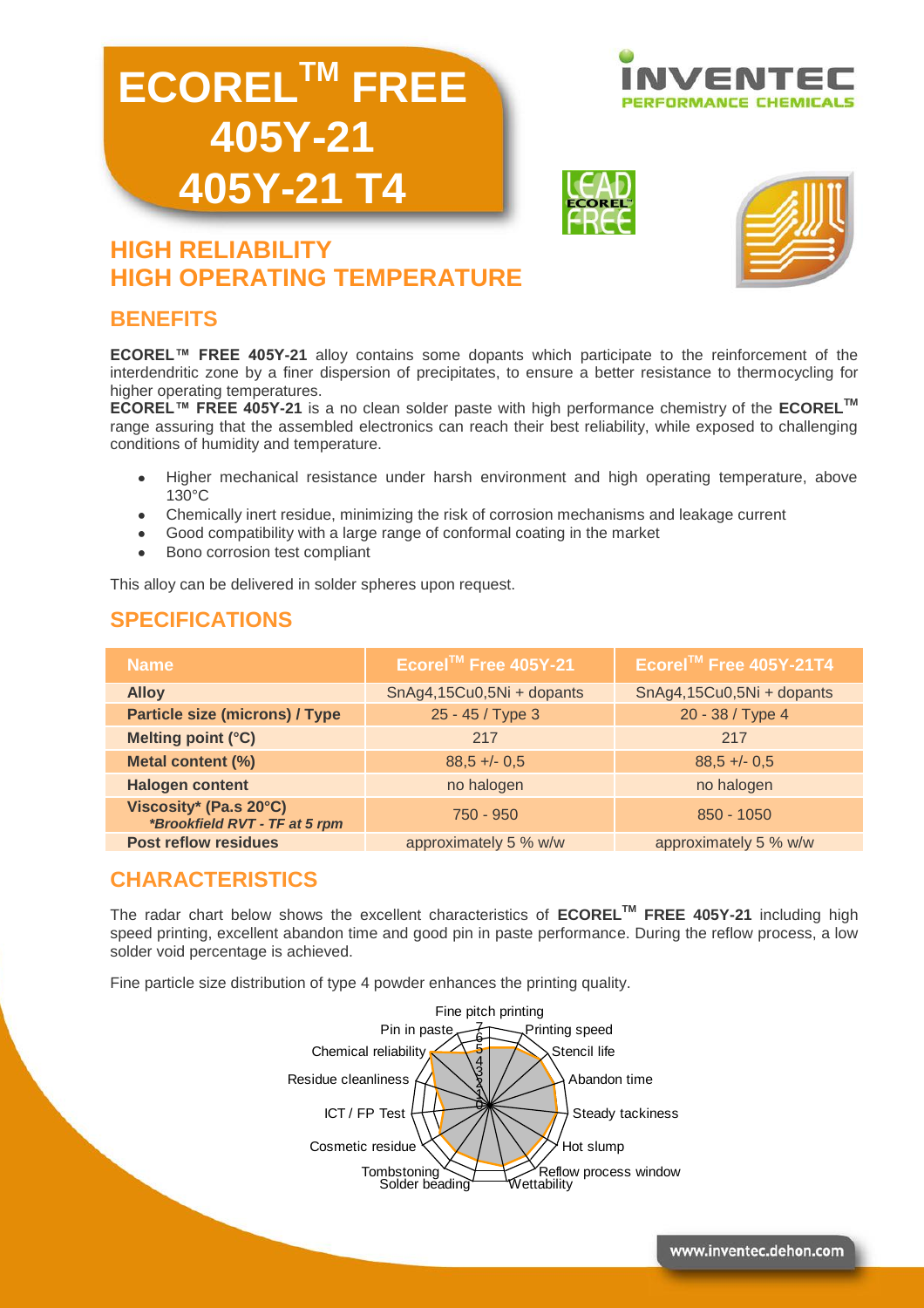# ECOREL™ FREE 405Y-21 405Y-21 T4

## HIGH RELIABILITY
## HIGH OPERATING TEMPERATURE

## BENEFITS

**ECOREL™ FREE 405Y-21** alloy contains some dopants which participate to the reinforcement of the interdendritic zone by a finer dispersion of precipitates, to ensure a better resistance to thermocycling for higher operating temperatures.
**ECOREL™ FREE 405Y-21** is a no clean solder paste with high performance chemistry of the **ECOREL™** range assuring that the assembled electronics can reach their best reliability, while exposed to challenging conditions of humidity and temperature.

- Higher mechanical resistance under harsh environment and high operating temperature, above 130°C
- Chemically inert residue, minimizing the risk of corrosion mechanisms and leakage current
- Good compatibility with a large range of conformal coating in the market
- Bono corrosion test compliant

This alloy can be delivered in solder spheres upon request.

## SPECIFICATIONS

| Name | Ecorel™ Free 405Y-21 | Ecorel™ Free 405Y-21T4 |
|---|---|---|
| **Alloy** | SnAg4,15Cu0,5Ni + dopants | SnAg4,15Cu0,5Ni + dopants |
| **Particle size (microns) / Type** | 25 - 45 / Type 3 | 20 - 38 / Type 4 |
| **Melting point (°C)** | 217 | 217 |
| **Metal content (%)** | 88,5 +/- 0,5 | 88,5 +/- 0,5 |
| **Halogen content** | no halogen | no halogen |
| **Viscosity\* (Pa.s 20°C)** ***\*Brookfield RVT - TF at 5 rpm*** | 750 - 950 | 850 - 1050 |
| **Post reflow residues** | approximately 5 % w/w | approximately 5 % w/w |

## CHARACTERISTICS

The radar chart below shows the excellent characteristics of **ECOREL™ FREE 405Y-21** including high speed printing, excellent abandon time and good pin in paste performance. During the reflow process, a low solder void percentage is achieved.

Fine particle size distribution of type 4 powder enhances the printing quality.

Fine pitch printing
Printing speed
Stencil life
Abandon time
Steady tackiness
Hot slump
Reflow process window
Wettability
Solder beading
Tombstoning
Cosmetic residue
ICT / FP Test
Residue cleanliness
Chemical reliability
Pin in paste
0 1 2 3 4 5 6 7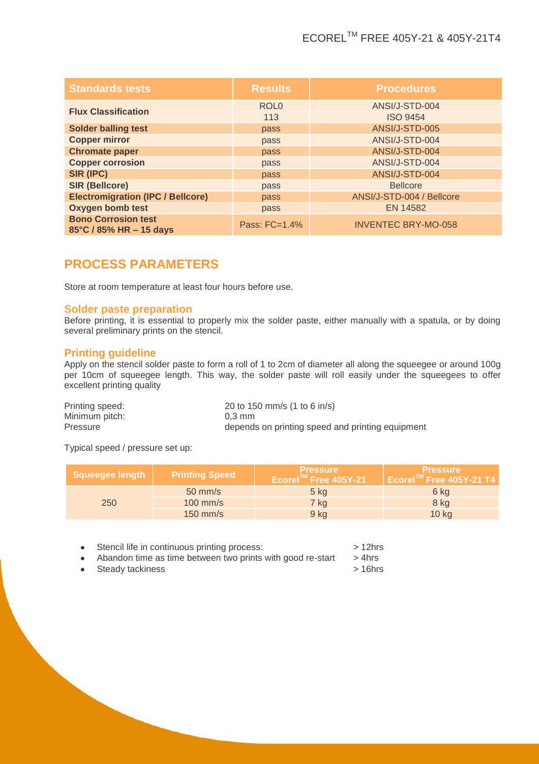| Standards tests | Results | Procedures |
| --- | --- | --- |
| **Flux Classification** | ROL0 | ANSI/J-STD-004 |
| | 113 | ISO 9454 |
| **Solder balling test** | pass | ANSI/J-STD-005 |
| **Copper mirror** | pass | ANSI/J-STD-004 |
| **Chromate paper** | pass | ANSI/J-STD-004 |
| **Copper corrosion** | pass | ANSI/J-STD-004 |
| **SIR (IPC)** | pass | ANSI/J-STD-004 |
| **SIR (Bellcore)** | pass | Bellcore |
| **Electromigration (IPC / Bellcore)** | pass | ANSI/J-STD-004 / Bellcore |
| **Oxygen bomb test** | pass | EN 14582 |
| **Bono Corrosion test 85°C / 85% HR – 15 days** | Pass: FC=1.4% | INVENTEC BRY-MO-058 |

## PROCESS PARAMETERS

Store at room temperature at least four hours before use.

### Solder paste preparation

Before printing, it is essential to properly mix the solder paste, either manually with a spatula, or by doing several preliminary prints on the stencil.

### Printing guideline

Apply on the stencil solder paste to form a roll of 1 to 2cm of diameter all along the squeegee or around 100g per 10cm of squeegee length. This way, the solder paste will roll easily under the squeegees to offer excellent printing quality

| | |
| --- | --- |
| Printing speed: | 20 to 150 mm/s (1 to 6 in/s) |
| Minimum pitch: | 0,3 mm |
| Pressure | depends on printing speed and printing equipment |

Typical speed / pressure set up:

| Squeegee length | Printing Speed | Pressure Ecorel™ Free 405Y-21 | Pressure Ecorel™ Free 405Y-21 T4 |
| --- | --- | --- | --- |
| 250 | 50 mm/s | 5 kg | 6 kg |
| | 100 mm/s | 7 kg | 8 kg |
| | 150 mm/s | 9 kg | 10 kg |

- Stencil life in continuous printing process: > 12hrs
- Abandon time as time between two prints with good re-start > 4hrs
- Steady tackiness > 16hrs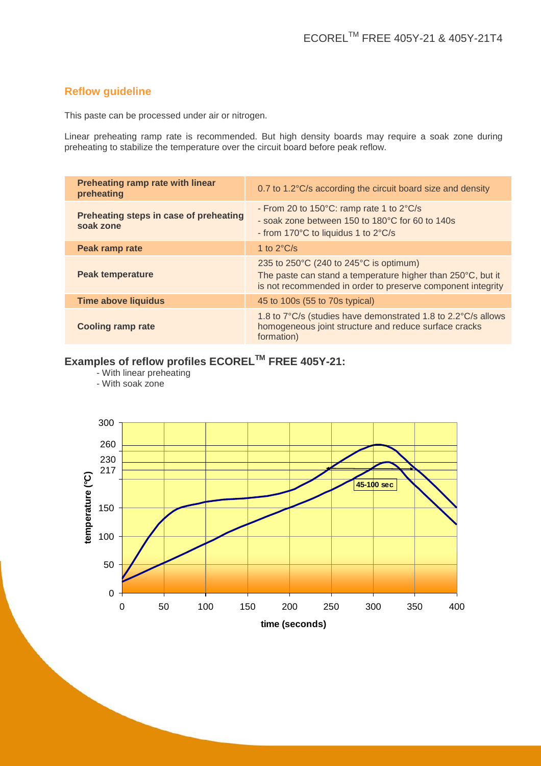## Reflow guideline

This paste can be processed under air or nitrogen.

Linear preheating ramp rate is recommended. But high density boards may require a soak zone during preheating to stabilize the temperature over the circuit board before peak reflow.

| | |
|---|---|
| **Preheating ramp rate with linear preheating** | 0.7 to 1.2°C/s according the circuit board size and density |
| **Preheating steps in case of preheating soak zone** | - From 20 to 150°C: ramp rate 1 to 2°C/s<br>- soak zone between 150 to 180°C for 60 to 140s<br>- from 170°C to liquidus 1 to 2°C/s |
| **Peak ramp rate** | 1 to 2°C/s |
| **Peak temperature** | 235 to 250°C (240 to 245°C is optimum)<br>The paste can stand a temperature higher than 250°C, but it is not recommended in order to preserve component integrity |
| **Time above liquidus** | 45 to 100s (55 to 70s typical) |
| **Cooling ramp rate** | 1.8 to 7°C/s (studies have demonstrated 1.8 to 2.2°C/s allows homogeneous joint structure and reduce surface cracks formation) |

### Examples of reflow profiles ECOREL™ FREE 405Y-21:

- With linear preheating
- With soak zone

temperature (°C)

300
260
230
217
150
100
50
0

45-100 sec

0 50 100 150 200 250 300 350 400

time (seconds)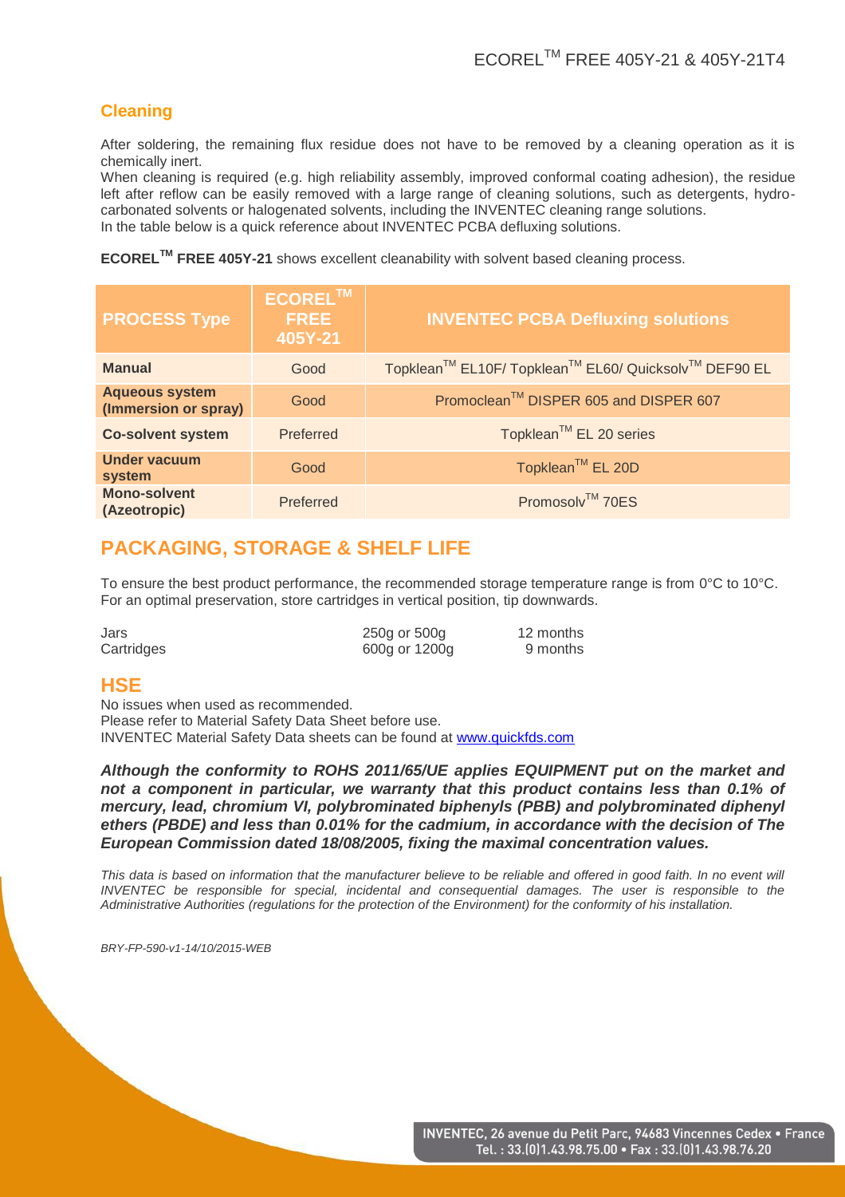## Cleaning

After soldering, the remaining flux residue does not have to be removed by a cleaning operation as it is chemically inert.
When cleaning is required (e.g. high reliability assembly, improved conformal coating adhesion), the residue left after reflow can be easily removed with a large range of cleaning solutions, such as detergents, hydro-carbonated solvents or halogenated solvents, including the INVENTEC cleaning range solutions.
In the table below is a quick reference about INVENTEC PCBA defluxing solutions.

**ECOREL™ FREE 405Y-21** shows excellent cleanability with solvent based cleaning process.

| PROCESS Type | ECOREL™ FREE 405Y-21 | INVENTEC PCBA Defluxing solutions |
|---|---|---|
| **Manual** | Good | Topklean™ EL10F/ Topklean™ EL60/ Quicksolv™ DEF90 EL |
| **Aqueous system (Immersion or spray)** | Good | Promoclean™ DISPER 605 and DISPER 607 |
| **Co-solvent system** | Preferred | Topklean™ EL 20 series |
| **Under vacuum system** | Good | Topklean™ EL 20D |
| **Mono-solvent (Azeotropic)** | Preferred | Promosolv™ 70ES |

## PACKAGING, STORAGE & SHELF LIFE

To ensure the best product performance, the recommended storage temperature range is from 0°C to 10°C.
For an optimal preservation, store cartridges in vertical position, tip downwards.

| | | |
|---|---|---|
| Jars | 250g or 500g | 12 months |
| Cartridges | 600g or 1200g | 9 months |

## HSE

No issues when used as recommended.
Please refer to Material Safety Data Sheet before use.
INVENTEC Material Safety Data sheets can be found at www.quickfds.com

***Although the conformity to ROHS 2011/65/UE applies EQUIPMENT put on the market and not a component in particular, we warranty that this product contains less than 0.1% of mercury, lead, chromium VI, polybrominated biphenyls (PBB) and polybrominated diphenyl ethers (PBDE) and less than 0.01% for the cadmium, in accordance with the decision of The European Commission dated 18/08/2005, fixing the maximal concentration values.***

*This data is based on information that the manufacturer believe to be reliable and offered in good faith. In no event will INVENTEC be responsible for special, incidental and consequential damages. The user is responsible to the Administrative Authorities (regulations for the protection of the Environment) for the conformity of his installation.*

*BRY-FP-590-v1-14/10/2015-WEB*

INVENTEC, 26 avenue du Petit Parc, 94683 Vincennes Cedex • France
Tel. : 33.(0)1.43.98.75.00 • Fax : 33.(0)1.43.98.76.20